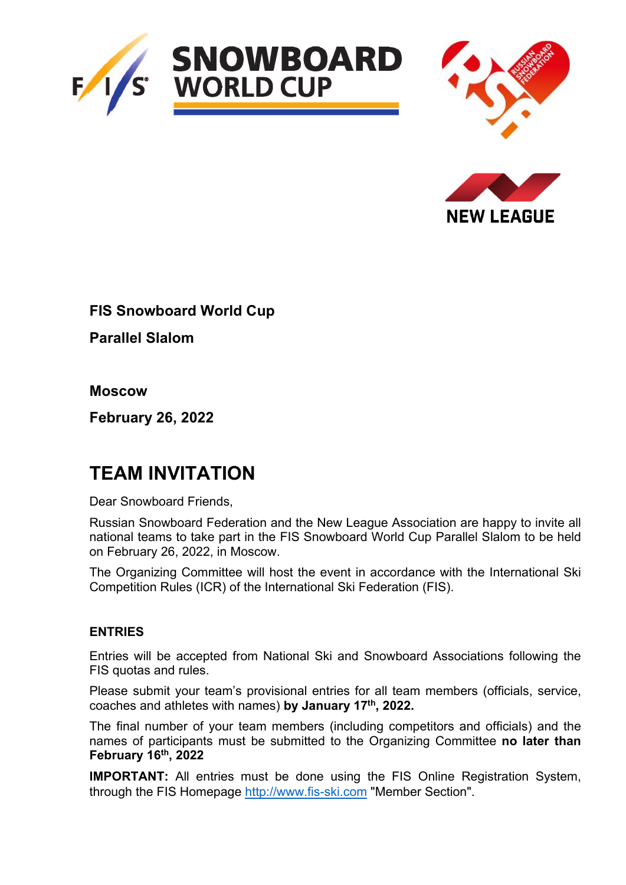**FIS Snowboard World Cup**

**Parallel Slalom**

**Moscow**

**February 26, 2022**

# TEAM INVITATION

Dear Snowboard Friends,

Russian Snowboard Federation and the New League Association are happy to invite all national teams to take part in the FIS Snowboard World Cup Parallel Slalom to be held on February 26, 2022, in Moscow.

The Organizing Committee will host the event in accordance with the International Ski Competition Rules (ICR) of the International Ski Federation (FIS).

### ENTRIES

Entries will be accepted from National Ski and Snowboard Associations following the FIS quotas and rules.

Please submit your team's provisional entries for all team members (officials, service, coaches and athletes with names) **by January 17th, 2022.**

The final number of your team members (including competitors and officials) and the names of participants must be submitted to the Organizing Committee **no later than February 16th, 2022**

**IMPORTANT:** All entries must be done using the FIS Online Registration System, through the FIS Homepage http://www.fis-ski.com "Member Section".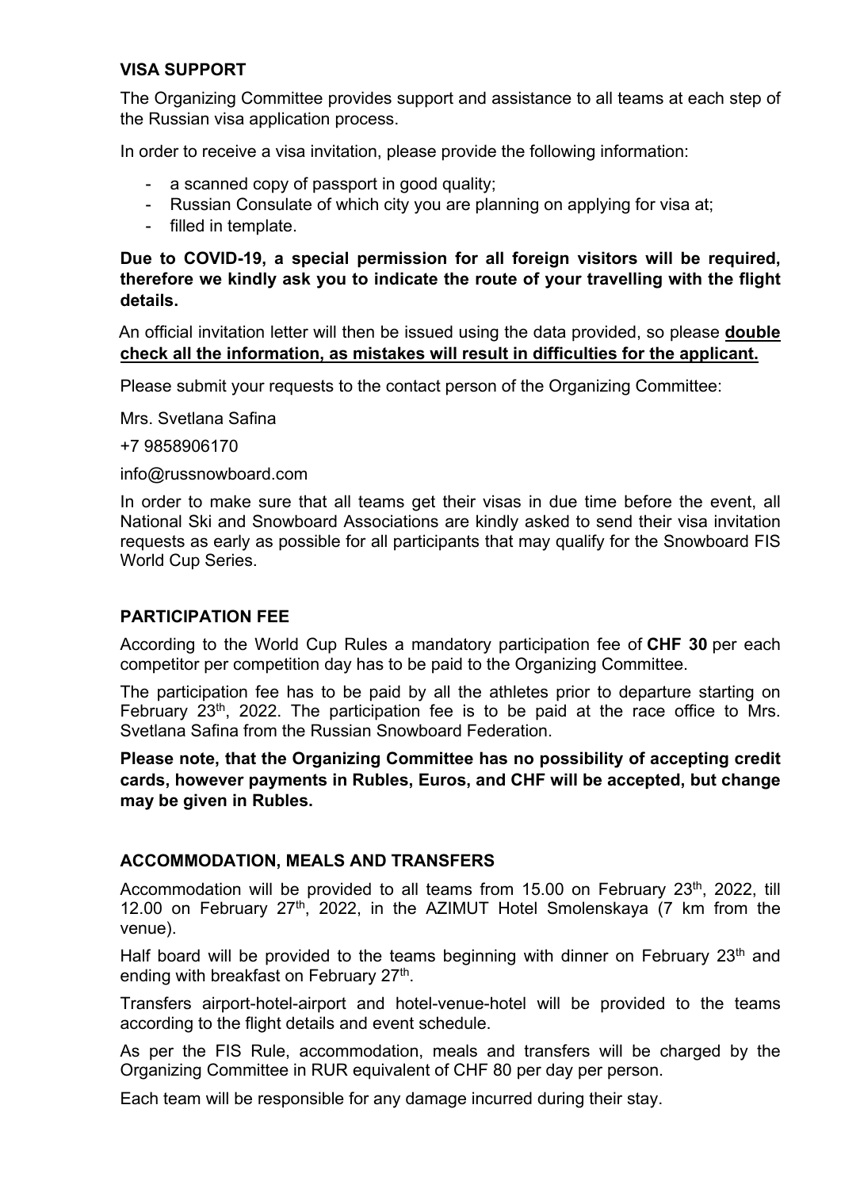**VISA SUPPORT**

The Organizing Committee provides support and assistance to all teams at each step of the Russian visa application process.

In order to receive a visa invitation, please provide the following information:

- a scanned copy of passport in good quality;
- Russian Consulate of which city you are planning on applying for visa at;
- filled in template.

**Due to COVID-19, a special permission for all foreign visitors will be required, therefore we kindly ask you to indicate the route of your travelling with the flight details.**

An official invitation letter will then be issued using the data provided, so please **double check all the information, as mistakes will result in difficulties for the applicant.**

Please submit your requests to the contact person of the Organizing Committee:

Mrs. Svetlana Safina

+7 9858906170

info@russnowboard.com

In order to make sure that all teams get their visas in due time before the event, all National Ski and Snowboard Associations are kindly asked to send their visa invitation requests as early as possible for all participants that may qualify for the Snowboard FIS World Cup Series.

**PARTICIPATION FEE**

According to the World Cup Rules a mandatory participation fee of **CHF 30** per each competitor per competition day has to be paid to the Organizing Committee.

The participation fee has to be paid by all the athletes prior to departure starting on February 23th, 2022. The participation fee is to be paid at the race office to Mrs. Svetlana Safina from the Russian Snowboard Federation.

**Please note, that the Organizing Committee has no possibility of accepting credit cards, however payments in Rubles, Euros, and CHF will be accepted, but change may be given in Rubles.**

**ACCOMMODATION, MEALS AND TRANSFERS**

Accommodation will be provided to all teams from 15.00 on February 23th, 2022, till 12.00 on February 27th, 2022, in the AZIMUT Hotel Smolenskaya (7 km from the venue).

Half board will be provided to the teams beginning with dinner on February 23th and ending with breakfast on February 27th.

Transfers airport-hotel-airport and hotel-venue-hotel will be provided to the teams according to the flight details and event schedule.

As per the FIS Rule, accommodation, meals and transfers will be charged by the Organizing Committee in RUR equivalent of CHF 80 per day per person.

Each team will be responsible for any damage incurred during their stay.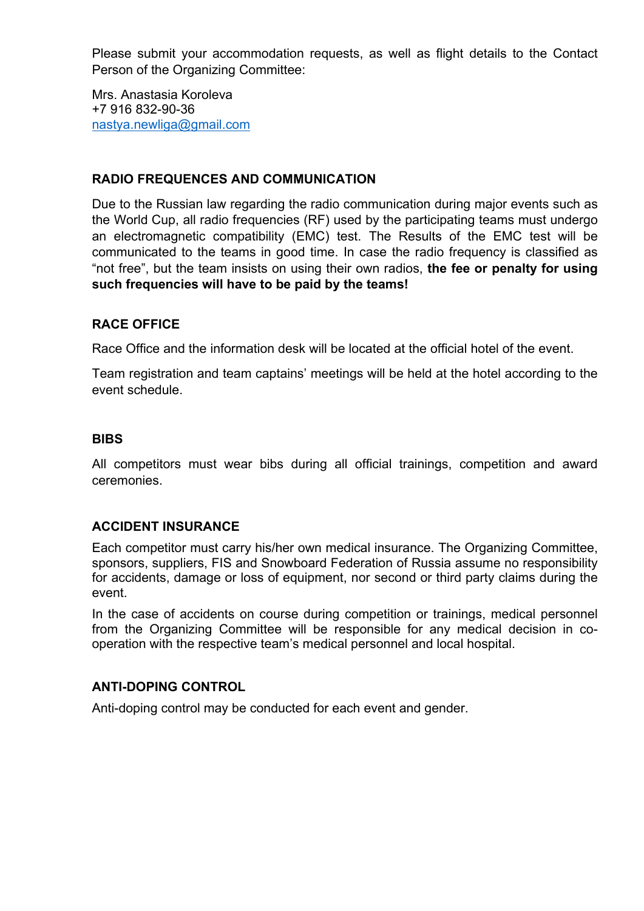Please submit your accommodation requests, as well as flight details to the Contact Person of the Organizing Committee:

Mrs. Anastasia Koroleva
+7 916 832-90-36
nastya.newliga@gmail.com

## RADIO FREQUENCES AND COMMUNICATION

Due to the Russian law regarding the radio communication during major events such as the World Cup, all radio frequencies (RF) used by the participating teams must undergo an electromagnetic compatibility (EMC) test. The Results of the EMC test will be communicated to the teams in good time. In case the radio frequency is classified as "not free", but the team insists on using their own radios, **the fee or penalty for using such frequencies will have to be paid by the teams!**

## RACE OFFICE

Race Office and the information desk will be located at the official hotel of the event.

Team registration and team captains' meetings will be held at the hotel according to the event schedule.

## BIBS

All competitors must wear bibs during all official trainings, competition and award ceremonies.

## ACCIDENT INSURANCE

Each competitor must carry his/her own medical insurance. The Organizing Committee, sponsors, suppliers, FIS and Snowboard Federation of Russia assume no responsibility for accidents, damage or loss of equipment, nor second or third party claims during the event.

In the case of accidents on course during competition or trainings, medical personnel from the Organizing Committee will be responsible for any medical decision in co-operation with the respective team's medical personnel and local hospital.

## ANTI-DOPING CONTROL

Anti-doping control may be conducted for each event and gender.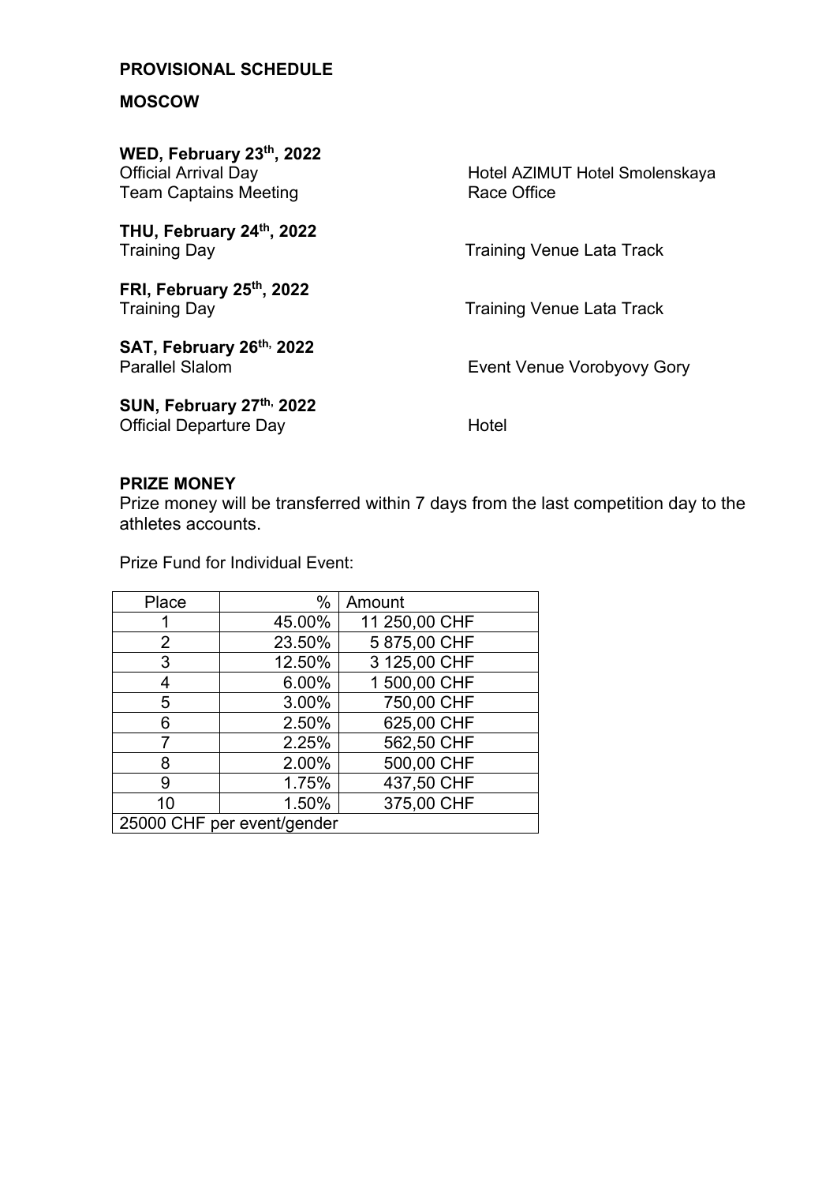**PROVISIONAL SCHEDULE**

**MOSCOW**

**WED, February 23th, 2022**
Official Arrival Day — Hotel AZIMUT Hotel Smolenskaya
Team Captains Meeting — Race Office

**THU, February 24th, 2022**
Training Day — Training Venue Lata Track

**FRI, February 25th, 2022**
Training Day — Training Venue Lata Track

**SAT, February 26th, 2022**
Parallel Slalom — Event Venue Vorobyovy Gory

**SUN, February 27th, 2022**
Official Departure Day — Hotel

**PRIZE MONEY**

Prize money will be transferred within 7 days from the last competition day to the athletes accounts.

Prize Fund for Individual Event:

| Place | % | Amount |
|---|---|---|
| 1 | 45.00% | 11 250,00 CHF |
| 2 | 23.50% | 5 875,00 CHF |
| 3 | 12.50% | 3 125,00 CHF |
| 4 | 6.00% | 1 500,00 CHF |
| 5 | 3.00% | 750,00 CHF |
| 6 | 2.50% | 625,00 CHF |
| 7 | 2.25% | 562,50 CHF |
| 8 | 2.00% | 500,00 CHF |
| 9 | 1.75% | 437,50 CHF |
| 10 | 1.50% | 375,00 CHF |
| 25000 CHF per event/gender | | |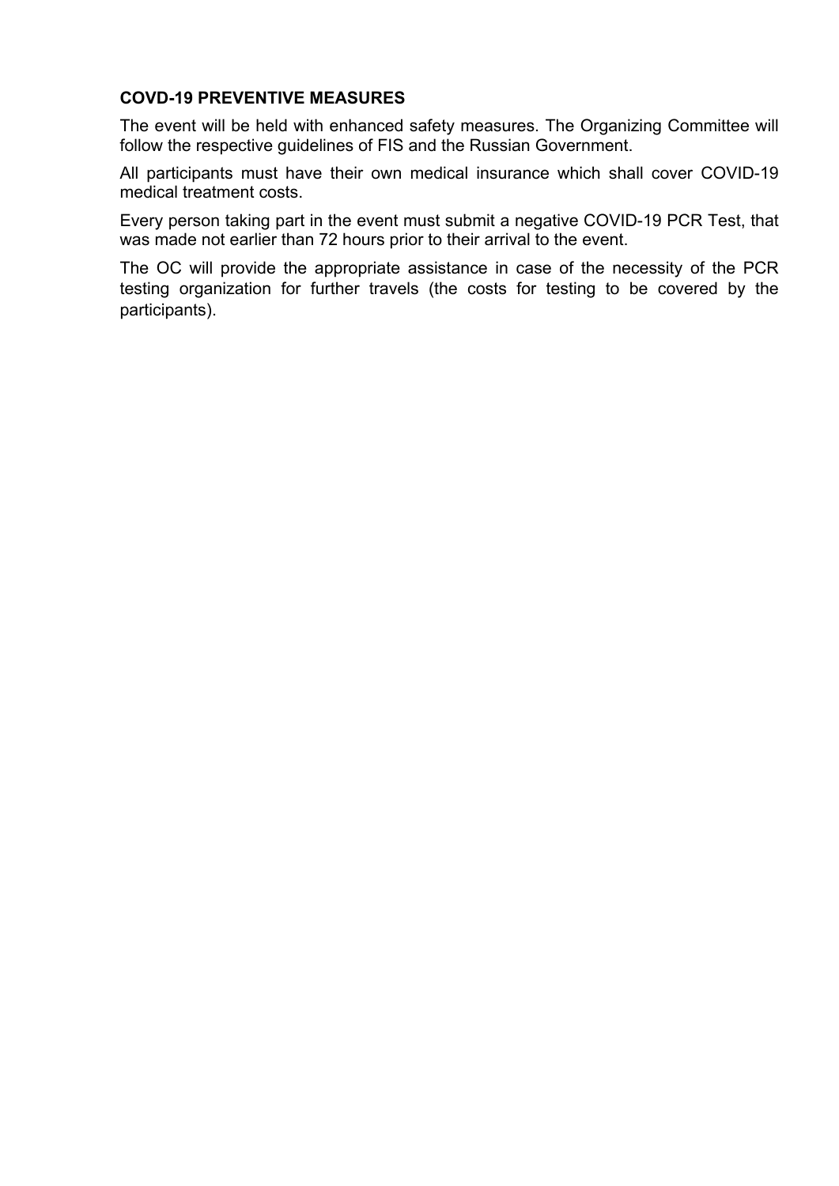**COVD-19 PREVENTIVE MEASURES**

The event will be held with enhanced safety measures. The Organizing Committee will follow the respective guidelines of FIS and the Russian Government.

All participants must have their own medical insurance which shall cover COVID-19 medical treatment costs.

Every person taking part in the event must submit a negative COVID-19 PCR Test, that was made not earlier than 72 hours prior to their arrival to the event.

The OC will provide the appropriate assistance in case of the necessity of the PCR testing organization for further travels (the costs for testing to be covered by the participants).